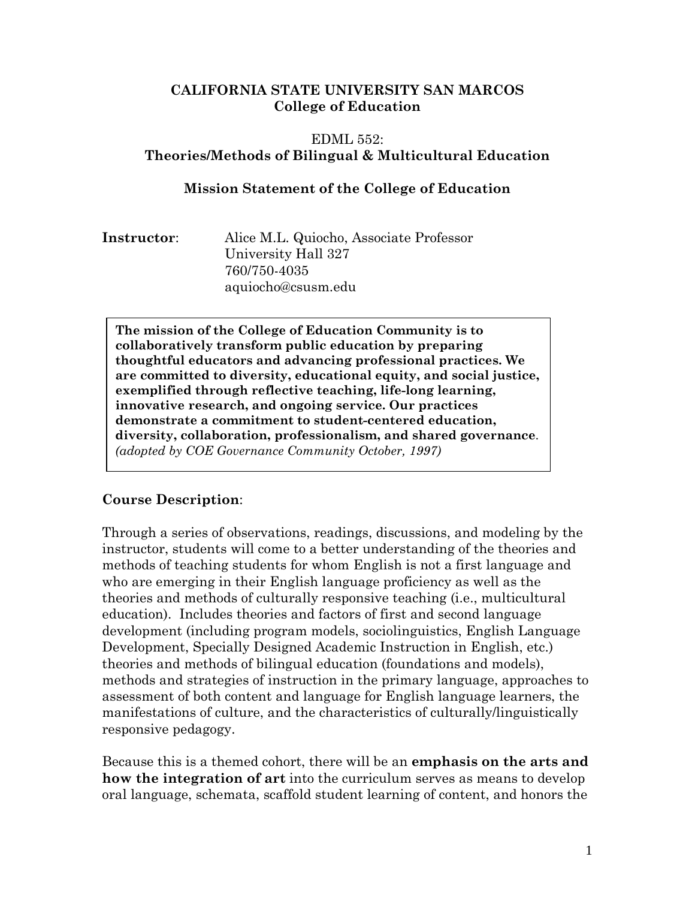**CALIFORNIA STATE UNIVERSITY SAN MARCOS**
**College of Education**

EDML 552:
**Theories/Methods of Bilingual & Multicultural Education**

**Mission Statement of the College of Education**

**Instructor**: Alice M.L. Quiocho, Associate Professor
University Hall 327
760/750-4035
aquiocho@csusm.edu

> **The mission of the College of Education Community is to collaboratively transform public education by preparing thoughtful educators and advancing professional practices. We are committed to diversity, educational equity, and social justice, exemplified through reflective teaching, life-long learning, innovative research, and ongoing service. Our practices demonstrate a commitment to student-centered education, diversity, collaboration, professionalism, and shared governance**. *(adopted by COE Governance Community October, 1997)*

**Course Description**:

Through a series of observations, readings, discussions, and modeling by the instructor, students will come to a better understanding of the theories and methods of teaching students for whom English is not a first language and who are emerging in their English language proficiency as well as the theories and methods of culturally responsive teaching (i.e., multicultural education). Includes theories and factors of first and second language development (including program models, sociolinguistics, English Language Development, Specially Designed Academic Instruction in English, etc.) theories and methods of bilingual education (foundations and models), methods and strategies of instruction in the primary language, approaches to assessment of both content and language for English language learners, the manifestations of culture, and the characteristics of culturally/linguistically responsive pedagogy.

Because this is a themed cohort, there will be an **emphasis on the arts and how the integration of art** into the curriculum serves as means to develop oral language, schemata, scaffold student learning of content, and honors the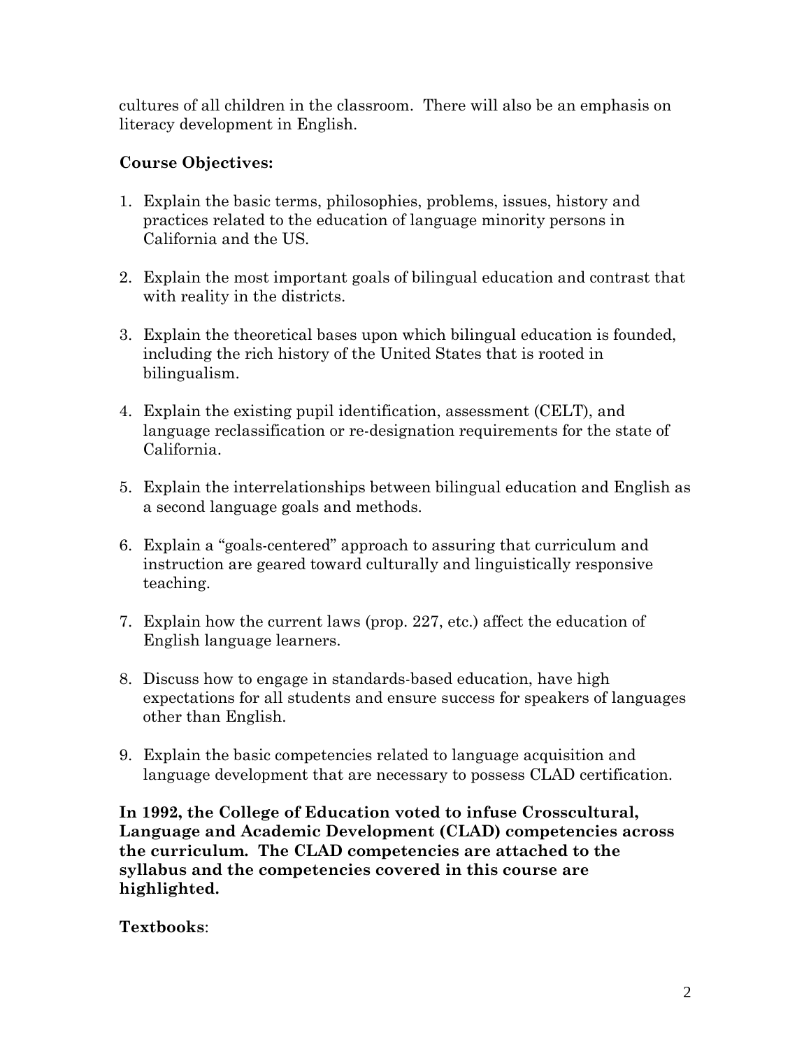cultures of all children in the classroom. There will also be an emphasis on literacy development in English.

**Course Objectives:**

1. Explain the basic terms, philosophies, problems, issues, history and practices related to the education of language minority persons in California and the US.

2. Explain the most important goals of bilingual education and contrast that with reality in the districts.

3. Explain the theoretical bases upon which bilingual education is founded, including the rich history of the United States that is rooted in bilingualism.

4. Explain the existing pupil identification, assessment (CELT), and language reclassification or re-designation requirements for the state of California.

5. Explain the interrelationships between bilingual education and English as a second language goals and methods.

6. Explain a "goals-centered" approach to assuring that curriculum and instruction are geared toward culturally and linguistically responsive teaching.

7. Explain how the current laws (prop. 227, etc.) affect the education of English language learners.

8. Discuss how to engage in standards-based education, have high expectations for all students and ensure success for speakers of languages other than English.

9. Explain the basic competencies related to language acquisition and language development that are necessary to possess CLAD certification.

**In 1992, the College of Education voted to infuse Crosscultural, Language and Academic Development (CLAD) competencies across the curriculum. The CLAD competencies are attached to the syllabus and the competencies covered in this course are highlighted.**

**Textbooks**: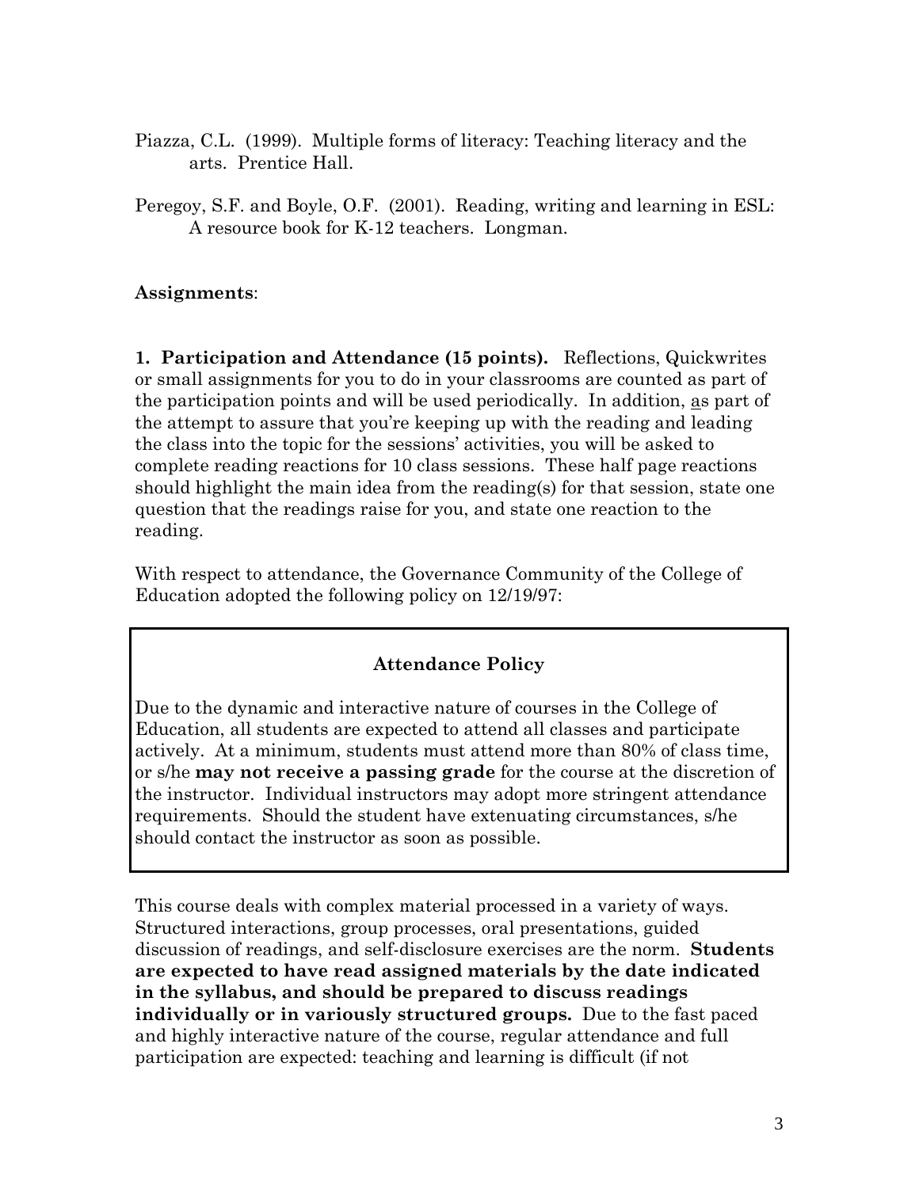Piazza, C.L. (1999). Multiple forms of literacy: Teaching literacy and the arts. Prentice Hall.

Peregoy, S.F. and Boyle, O.F. (2001). Reading, writing and learning in ESL: A resource book for K-12 teachers. Longman.

**Assignments**:

**1. Participation and Attendance (15 points).** Reflections, Quickwrites or small assignments for you to do in your classrooms are counted as part of the participation points and will be used periodically. In addition, as part of the attempt to assure that you're keeping up with the reading and leading the class into the topic for the sessions' activities, you will be asked to complete reading reactions for 10 class sessions. These half page reactions should highlight the main idea from the reading(s) for that session, state one question that the readings raise for you, and state one reaction to the reading.

With respect to attendance, the Governance Community of the College of Education adopted the following policy on 12/19/97:

> **Attendance Policy**
>
> Due to the dynamic and interactive nature of courses in the College of Education, all students are expected to attend all classes and participate actively. At a minimum, students must attend more than 80% of class time, or s/he **may not receive a passing grade** for the course at the discretion of the instructor. Individual instructors may adopt more stringent attendance requirements. Should the student have extenuating circumstances, s/he should contact the instructor as soon as possible.

This course deals with complex material processed in a variety of ways. Structured interactions, group processes, oral presentations, guided discussion of readings, and self-disclosure exercises are the norm. **Students are expected to have read assigned materials by the date indicated in the syllabus, and should be prepared to discuss readings individually or in variously structured groups.** Due to the fast paced and highly interactive nature of the course, regular attendance and full participation are expected: teaching and learning is difficult (if not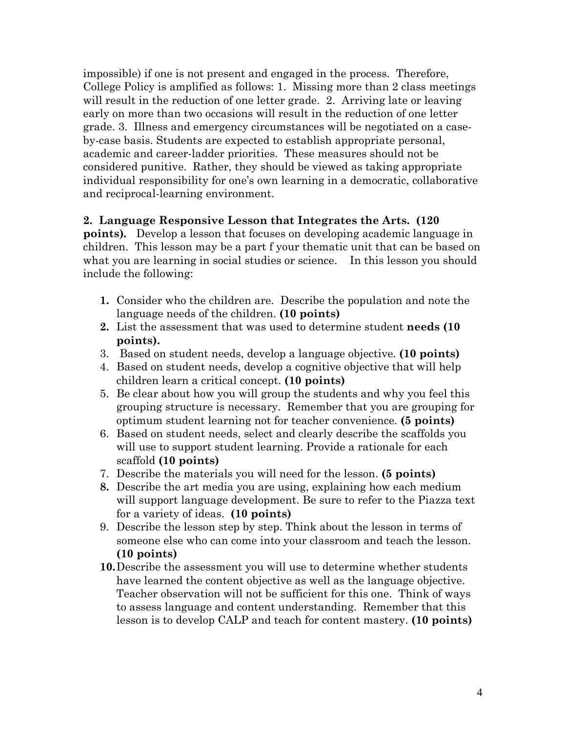impossible) if one is not present and engaged in the process. Therefore, College Policy is amplified as follows: 1. Missing more than 2 class meetings will result in the reduction of one letter grade. 2. Arriving late or leaving early on more than two occasions will result in the reduction of one letter grade. 3. Illness and emergency circumstances will be negotiated on a case-by-case basis. Students are expected to establish appropriate personal, academic and career-ladder priorities. These measures should not be considered punitive. Rather, they should be viewed as taking appropriate individual responsibility for one's own learning in a democratic, collaborative and reciprocal-learning environment.

**2. Language Responsive Lesson that Integrates the Arts. (120 points).** Develop a lesson that focuses on developing academic language in children. This lesson may be a part f your thematic unit that can be based on what you are learning in social studies or science. In this lesson you should include the following:

1. Consider who the children are. Describe the population and note the language needs of the children. **(10 points)**
2. List the assessment that was used to determine student **needs (10 points).**
3. Based on student needs, develop a language objective. **(10 points)**
4. Based on student needs, develop a cognitive objective that will help children learn a critical concept. **(10 points)**
5. Be clear about how you will group the students and why you feel this grouping structure is necessary. Remember that you are grouping for optimum student learning not for teacher convenience. **(5 points)**
6. Based on student needs, select and clearly describe the scaffolds you will use to support student learning. Provide a rationale for each scaffold **(10 points)**
7. Describe the materials you will need for the lesson. **(5 points)**
8. Describe the art media you are using, explaining how each medium will support language development. Be sure to refer to the Piazza text for a variety of ideas. **(10 points)**
9. Describe the lesson step by step. Think about the lesson in terms of someone else who can come into your classroom and teach the lesson. **(10 points)**
10. Describe the assessment you will use to determine whether students have learned the content objective as well as the language objective. Teacher observation will not be sufficient for this one. Think of ways to assess language and content understanding. Remember that this lesson is to develop CALP and teach for content mastery. **(10 points)**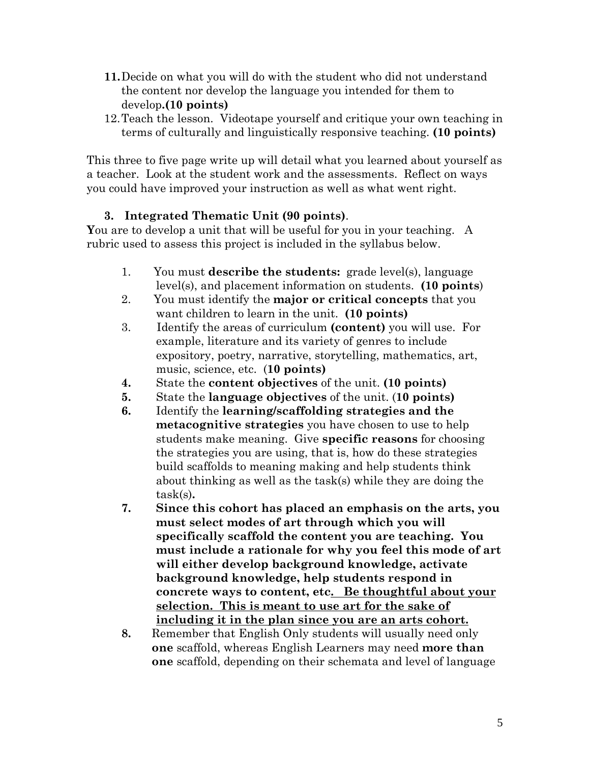11. Decide on what you will do with the student who did not understand the content nor develop the language you intended for them to develop**.(10 points)**
12. Teach the lesson. Videotape yourself and critique your own teaching in terms of culturally and linguistically responsive teaching. **(10 points)**

This three to five page write up will detail what you learned about yourself as a teacher. Look at the student work and the assessments. Reflect on ways you could have improved your instruction as well as what went right.

**3. Integrated Thematic Unit (90 points)**.

**Y**ou are to develop a unit that will be useful for you in your teaching. A rubric used to assess this project is included in the syllabus below.

1. You must **describe the students:** grade level(s), language level(s), and placement information on students. **(10 points**)
2. You must identify the **major or critical concepts** that you want children to learn in the unit. **(10 points)**
3. Identify the areas of curriculum **(content)** you will use. For example, literature and its variety of genres to include expository, poetry, narrative, storytelling, mathematics, art, music, science, etc. (**10 points)**
4. State the **content objectives** of the unit. **(10 points)**
5. State the **language objectives** of the unit. (**10 points)**
6. Identify the **learning/scaffolding strategies and the metacognitive strategies** you have chosen to use to help students make meaning. Give **specific reasons** for choosing the strategies you are using, that is, how do these strategies build scaffolds to meaning making and help students think about thinking as well as the task(s) while they are doing the task(s)**.**
7. **Since this cohort has placed an emphasis on the arts, you must select modes of art through which you will specifically scaffold the content you are teaching. You must include a rationale for why you feel this mode of art will either develop background knowledge, activate background knowledge, help students respond in concrete ways to content, etc. <u>Be thoughtful about your selection. This is meant to use art for the sake of including it in the plan since you are an arts cohort.</u>**
8. Remember that English Only students will usually need only **one** scaffold, whereas English Learners may need **more than one** scaffold, depending on their schemata and level of language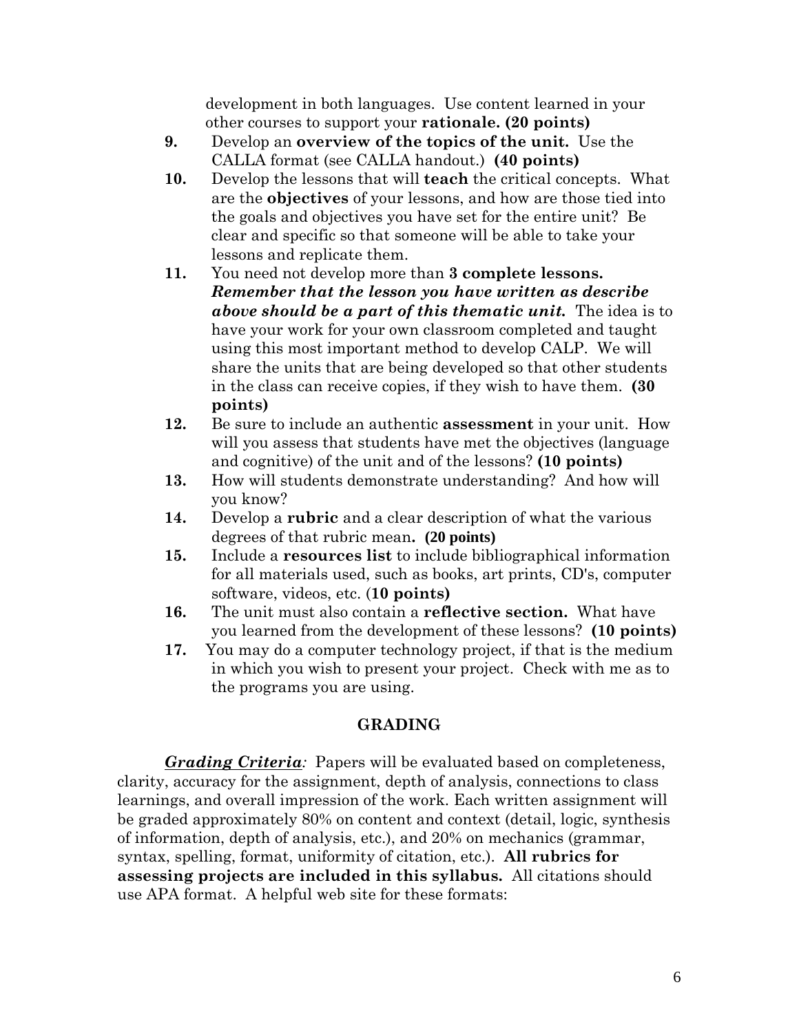development in both languages. Use content learned in your other courses to support your **rationale. (20 points)**

9. Develop an **overview of the topics of the unit.** Use the CALLA format (see CALLA handout.) **(40 points)**
10. Develop the lessons that will **teach** the critical concepts. What are the **objectives** of your lessons, and how are those tied into the goals and objectives you have set for the entire unit? Be clear and specific so that someone will be able to take your lessons and replicate them.
11. You need not develop more than **3 complete lessons.** ***Remember that the lesson you have written as describe above should be a part of this thematic unit.*** The idea is to have your work for your own classroom completed and taught using this most important method to develop CALP. We will share the units that are being developed so that other students in the class can receive copies, if they wish to have them. **(30 points)**
12. Be sure to include an authentic **assessment** in your unit. How will you assess that students have met the objectives (language and cognitive) of the unit and of the lessons? **(10 points)**
13. How will students demonstrate understanding? And how will you know?
14. Develop a **rubric** and a clear description of what the various degrees of that rubric mean**. (20 points)**
15. Include a **resources list** to include bibliographical information for all materials used, such as books, art prints, CD's, computer software, videos, etc. (**10 points)**
16. The unit must also contain a **reflective section.** What have you learned from the development of these lessons? **(10 points)**
17. You may do a computer technology project, if that is the medium in which you wish to present your project. Check with me as to the programs you are using.

## GRADING

***Grading Criteria**:* Papers will be evaluated based on completeness, clarity, accuracy for the assignment, depth of analysis, connections to class learnings, and overall impression of the work. Each written assignment will be graded approximately 80% on content and context (detail, logic, synthesis of information, depth of analysis, etc.), and 20% on mechanics (grammar, syntax, spelling, format, uniformity of citation, etc.). **All rubrics for assessing projects are included in this syllabus.** All citations should use APA format. A helpful web site for these formats: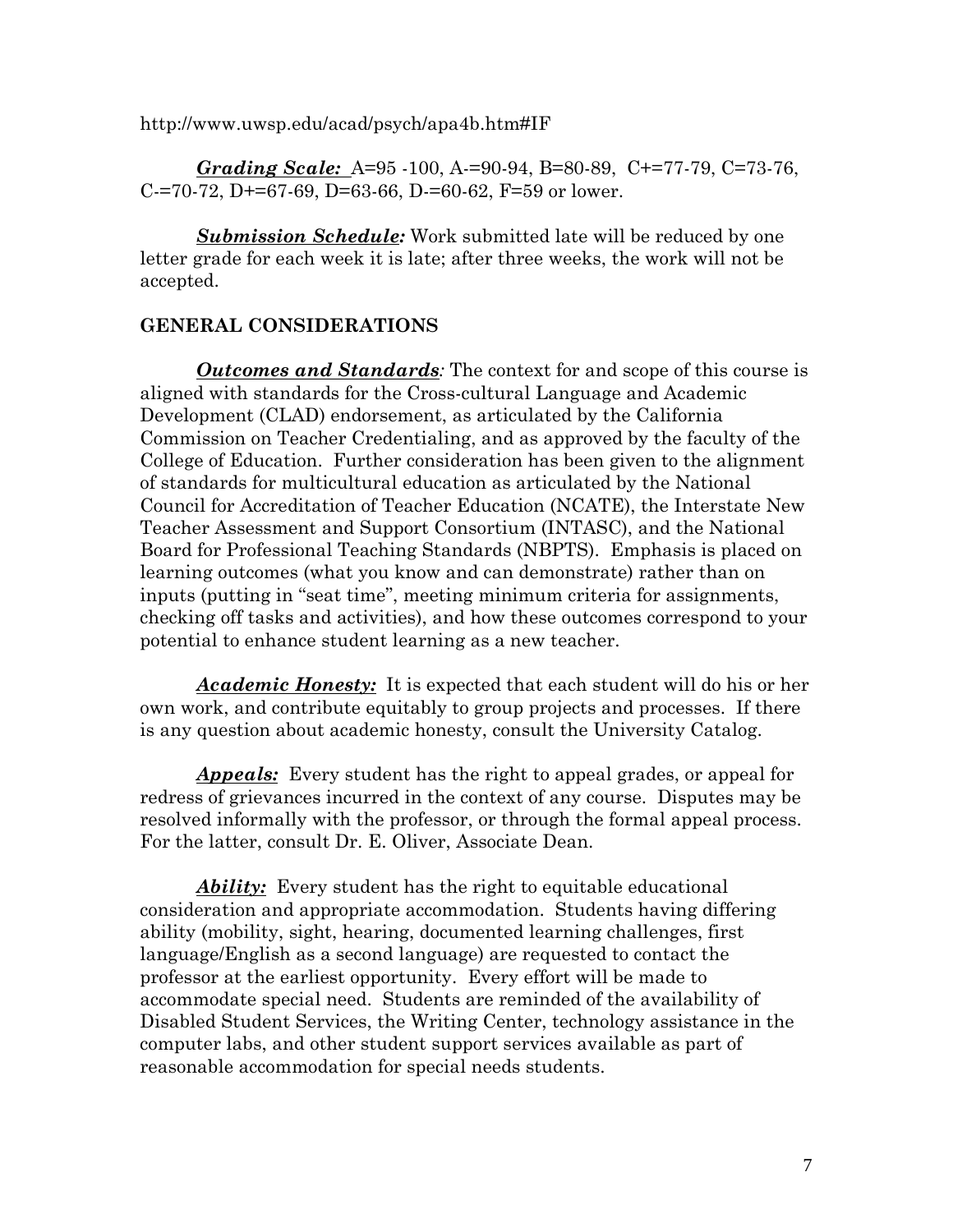http://www.uwsp.edu/acad/psych/apa4b.htm#IF

***Grading Scale:*** A=95 -100, A-=90-94, B=80-89, C+=77-79, C=73-76, C-=70-72, D+=67-69, D=63-66, D-=60-62, F=59 or lower.

***Submission Schedule:*** Work submitted late will be reduced by one letter grade for each week it is late; after three weeks, the work will not be accepted.

## GENERAL CONSIDERATIONS

***Outcomes and Standards:*** The context for and scope of this course is aligned with standards for the Cross-cultural Language and Academic Development (CLAD) endorsement, as articulated by the California Commission on Teacher Credentialing, and as approved by the faculty of the College of Education. Further consideration has been given to the alignment of standards for multicultural education as articulated by the National Council for Accreditation of Teacher Education (NCATE), the Interstate New Teacher Assessment and Support Consortium (INTASC), and the National Board for Professional Teaching Standards (NBPTS). Emphasis is placed on learning outcomes (what you know and can demonstrate) rather than on inputs (putting in "seat time", meeting minimum criteria for assignments, checking off tasks and activities), and how these outcomes correspond to your potential to enhance student learning as a new teacher.

***Academic Honesty:*** It is expected that each student will do his or her own work, and contribute equitably to group projects and processes. If there is any question about academic honesty, consult the University Catalog.

***Appeals:*** Every student has the right to appeal grades, or appeal for redress of grievances incurred in the context of any course. Disputes may be resolved informally with the professor, or through the formal appeal process. For the latter, consult Dr. E. Oliver, Associate Dean.

***Ability:*** Every student has the right to equitable educational consideration and appropriate accommodation. Students having differing ability (mobility, sight, hearing, documented learning challenges, first language/English as a second language) are requested to contact the professor at the earliest opportunity. Every effort will be made to accommodate special need. Students are reminded of the availability of Disabled Student Services, the Writing Center, technology assistance in the computer labs, and other student support services available as part of reasonable accommodation for special needs students.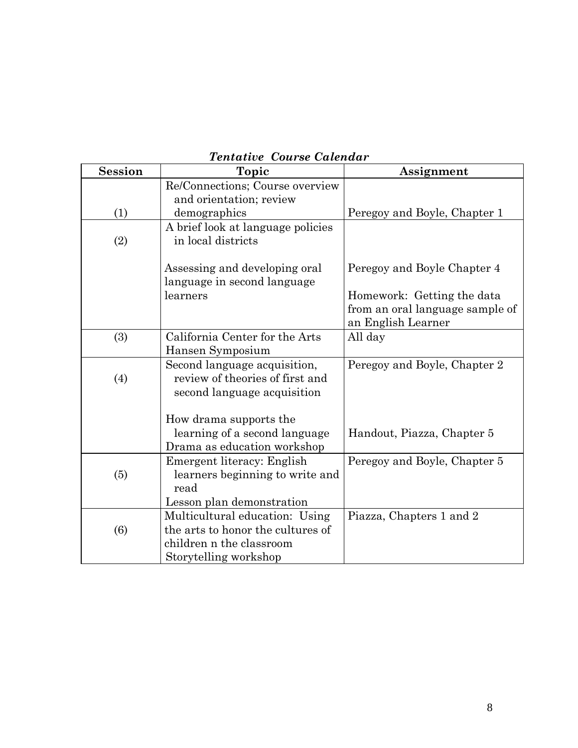***Tentative Course Calendar***

| Session | Topic | Assignment |
|---|---|---|
| (1) | Re/Connections; Course overview and orientation; review demographics | Peregoy and Boyle, Chapter 1 |
| (2) | A brief look at language policies in local districts<br><br>Assessing and developing oral language in second language learners | Peregoy and Boyle Chapter 4<br><br>Homework: Getting the data from an oral language sample of an English Learner |
| (3) | California Center for the Arts Hansen Symposium | All day |
| (4) | Second language acquisition, review of theories of first and second language acquisition<br><br>How drama supports the learning of a second language<br>Drama as education workshop | Peregoy and Boyle, Chapter 2<br><br>Handout, Piazza, Chapter 5 |
| (5) | Emergent literacy: English learners beginning to write and read<br>Lesson plan demonstration | Peregoy and Boyle, Chapter 5 |
| (6) | Multicultural education: Using the arts to honor the cultures of children n the classroom<br>Storytelling workshop | Piazza, Chapters 1 and 2 |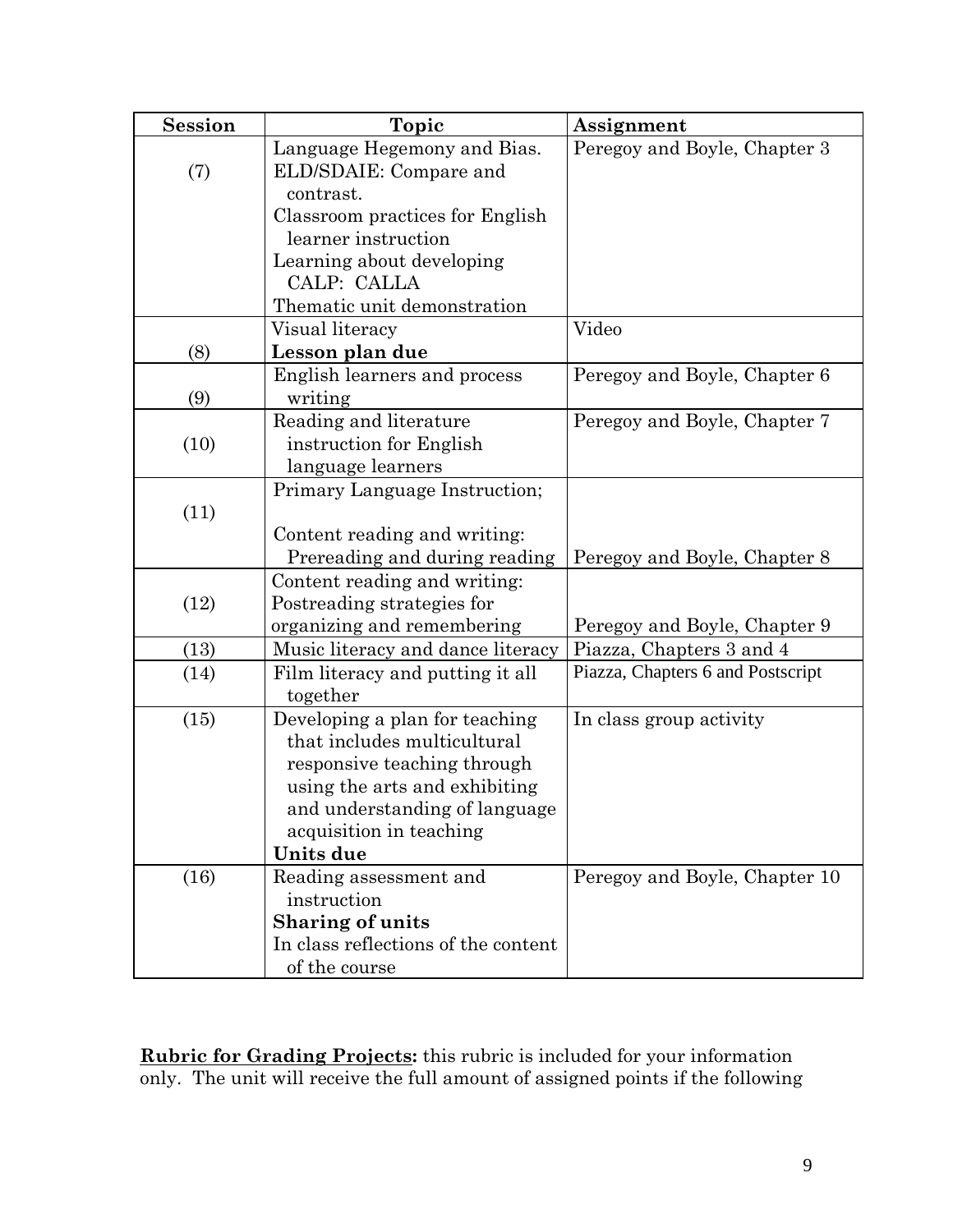| Session | Topic | Assignment |
| --- | --- | --- |
| (7) | Language Hegemony and Bias. ELD/SDAIE: Compare and contrast. Classroom practices for English learner instruction Learning about developing CALP: CALLA Thematic unit demonstration | Peregoy and Boyle, Chapter 3 |
| (8) | Visual literacy **Lesson plan due** | Video |
| (9) | English learners and process writing | Peregoy and Boyle, Chapter 6 |
| (10) | Reading and literature instruction for English language learners | Peregoy and Boyle, Chapter 7 |
| (11) | Primary Language Instruction; Content reading and writing: Prereading and during reading | Peregoy and Boyle, Chapter 8 |
| (12) | Content reading and writing: Postreading strategies for organizing and remembering | Peregoy and Boyle, Chapter 9 |
| (13) | Music literacy and dance literacy | Piazza, Chapters 3 and 4 |
| (14) | Film literacy and putting it all together | Piazza, Chapters 6 and Postscript |
| (15) | Developing a plan for teaching that includes multicultural responsive teaching through using the arts and exhibiting and understanding of language acquisition in teaching **Units due** | In class group activity |
| (16) | Reading assessment and instruction **Sharing of units** In class reflections of the content of the course | Peregoy and Boyle, Chapter 10 |

**Rubric for Grading Projects:** this rubric is included for your information only. The unit will receive the full amount of assigned points if the following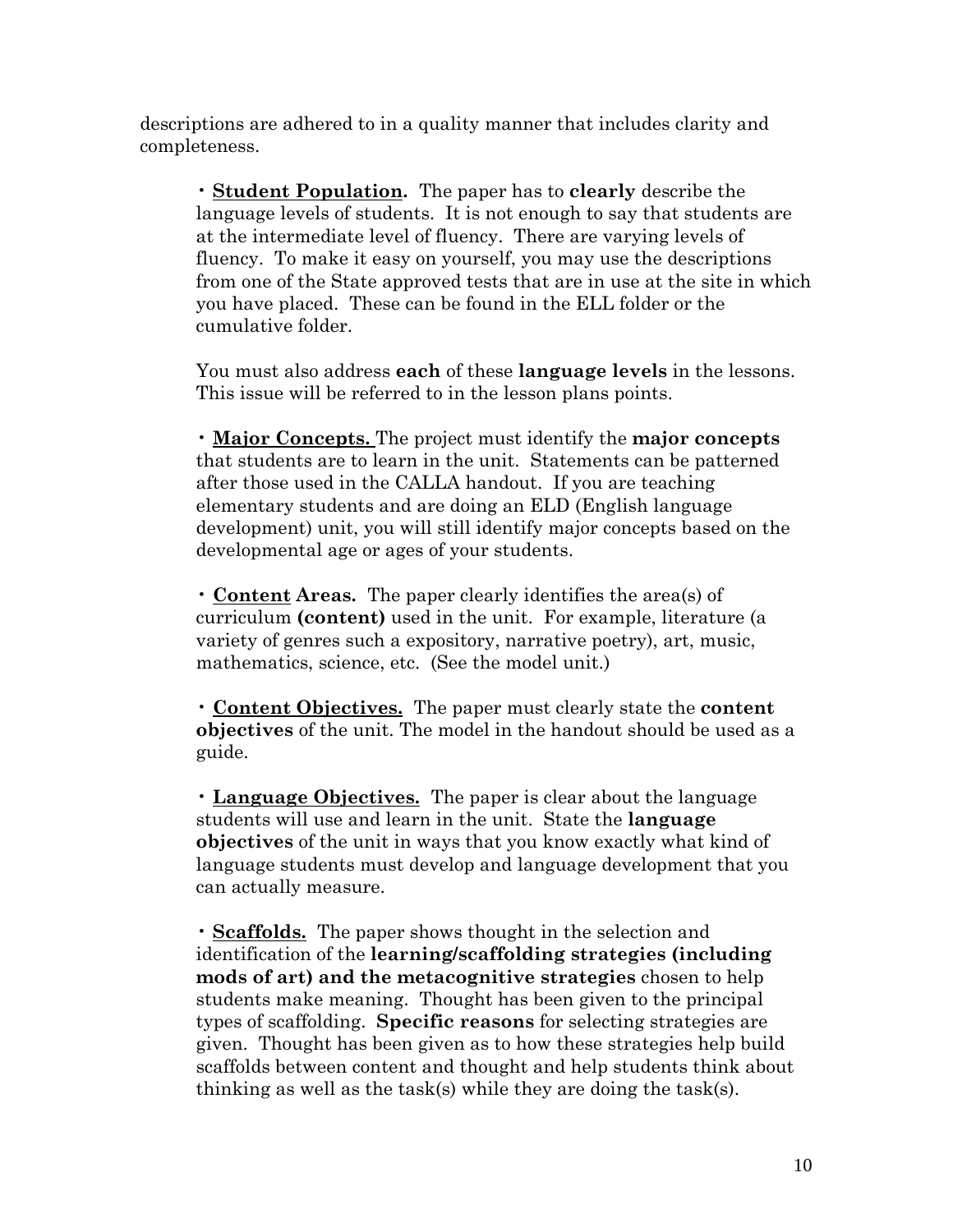descriptions are adhered to in a quality manner that includes clarity and completeness.

- **<u>Student Population</u>.** The paper has to **clearly** describe the language levels of students. It is not enough to say that students are at the intermediate level of fluency. There are varying levels of fluency. To make it easy on yourself, you may use the descriptions from one of the State approved tests that are in use at the site in which you have placed. These can be found in the ELL folder or the cumulative folder.

  You must also address **each** of these **language levels** in the lessons. This issue will be referred to in the lesson plans points.

- **<u>Major Concepts.</u>** The project must identify the **major concepts** that students are to learn in the unit. Statements can be patterned after those used in the CALLA handout. If you are teaching elementary students and are doing an ELD (English language development) unit, you will still identify major concepts based on the developmental age or ages of your students.

- **<u>Content</u> Areas.** The paper clearly identifies the area(s) of curriculum **(content)** used in the unit. For example, literature (a variety of genres such a expository, narrative poetry), art, music, mathematics, science, etc. (See the model unit.)

- **<u>Content Objectives.</u>** The paper must clearly state the **content objectives** of the unit. The model in the handout should be used as a guide.

- **<u>Language Objectives.</u>** The paper is clear about the language students will use and learn in the unit. State the **language objectives** of the unit in ways that you know exactly what kind of language students must develop and language development that you can actually measure.

- **<u>Scaffolds.</u>** The paper shows thought in the selection and identification of the **learning/scaffolding strategies (including mods of art) and the metacognitive strategies** chosen to help students make meaning. Thought has been given to the principal types of scaffolding. **Specific reasons** for selecting strategies are given. Thought has been given as to how these strategies help build scaffolds between content and thought and help students think about thinking as well as the task(s) while they are doing the task(s).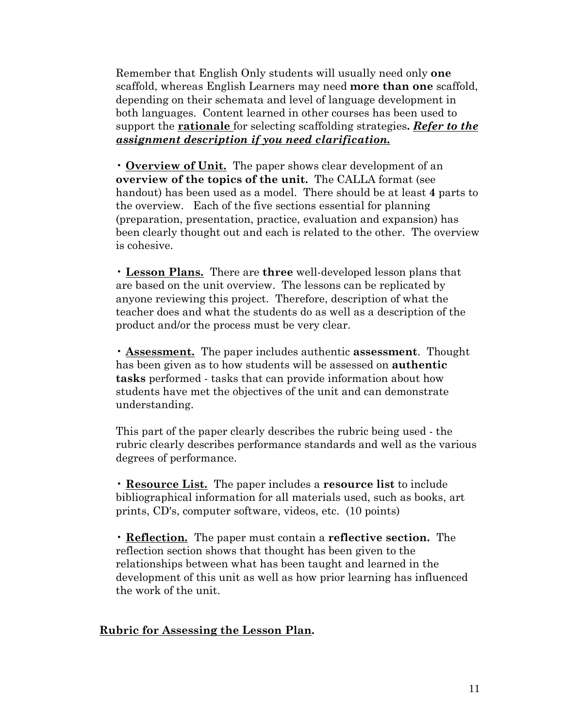Remember that English Only students will usually need only **one** scaffold, whereas English Learners may need **more than one** scaffold, depending on their schemata and level of language development in both languages. Content learned in other courses has been used to support the **<u>rationale</u>** for selecting scaffolding strategies**.** ***<u>Refer to the assignment description if you need clarification.</u>***

- **<u>Overview of Unit.</u>** The paper shows clear development of an **overview of the topics of the unit.** The CALLA format (see handout) has been used as a model. There should be at least **4** parts to the overview. Each of the five sections essential for planning (preparation, presentation, practice, evaluation and expansion) has been clearly thought out and each is related to the other. The overview is cohesive.

- **<u>Lesson Plans.</u>** There are **three** well-developed lesson plans that are based on the unit overview. The lessons can be replicated by anyone reviewing this project. Therefore, description of what the teacher does and what the students do as well as a description of the product and/or the process must be very clear.

- **<u>Assessment.</u>** The paper includes authentic **assessment**. Thought has been given as to how students will be assessed on **authentic tasks** performed - tasks that can provide information about how students have met the objectives of the unit and can demonstrate understanding.

  This part of the paper clearly describes the rubric being used - the rubric clearly describes performance standards and well as the various degrees of performance.

- **<u>Resource List.</u>** The paper includes a **resource list** to include bibliographical information for all materials used, such as books, art prints, CD's, computer software, videos, etc. (10 points)

- **<u>Reflection.</u>** The paper must contain a **reflective section.** The reflection section shows that thought has been given to the relationships between what has been taught and learned in the development of this unit as well as how prior learning has influenced the work of the unit.

**<u>Rubric for Assessing the Lesson Plan</u>.**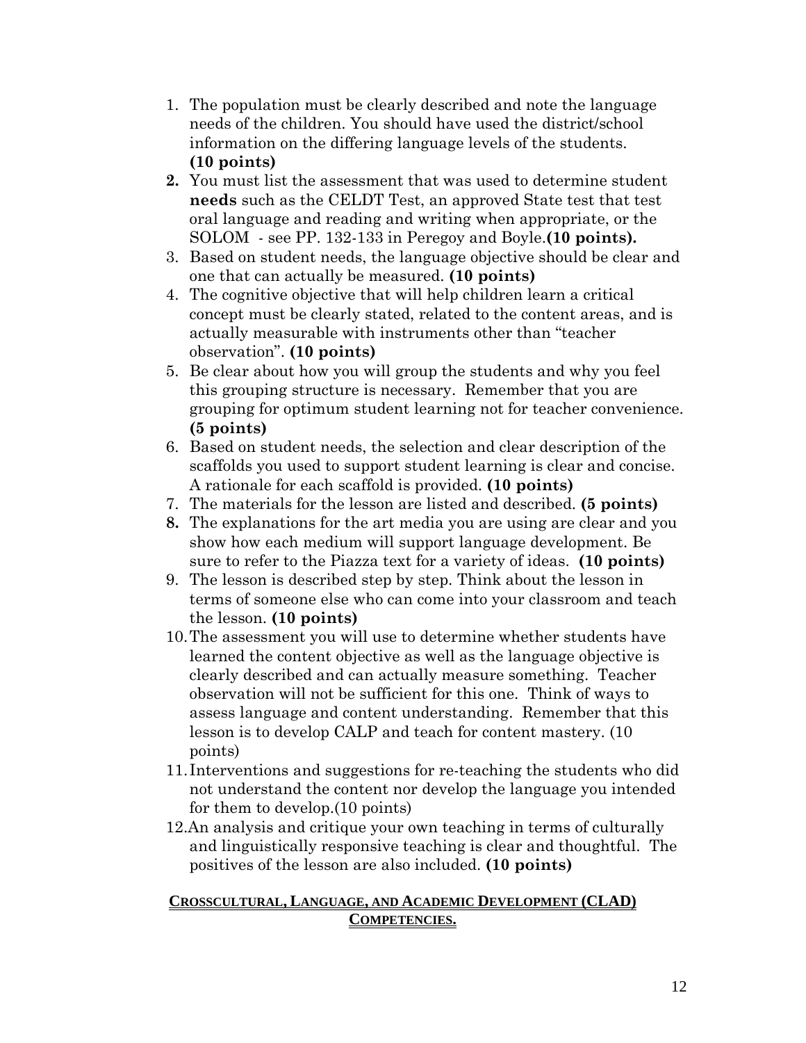1. The population must be clearly described and note the language needs of the children. You should have used the district/school information on the differing language levels of the students. **(10 points)**
2. You must list the assessment that was used to determine student **needs** such as the CELDT Test, an approved State test that test oral language and reading and writing when appropriate, or the SOLOM - see PP. 132-133 in Peregoy and Boyle.**(10 points).**
3. Based on student needs, the language objective should be clear and one that can actually be measured. **(10 points)**
4. The cognitive objective that will help children learn a critical concept must be clearly stated, related to the content areas, and is actually measurable with instruments other than "teacher observation". **(10 points)**
5. Be clear about how you will group the students and why you feel this grouping structure is necessary. Remember that you are grouping for optimum student learning not for teacher convenience. **(5 points)**
6. Based on student needs, the selection and clear description of the scaffolds you used to support student learning is clear and concise. A rationale for each scaffold is provided. **(10 points)**
7. The materials for the lesson are listed and described. **(5 points)**
8. The explanations for the art media you are using are clear and you show how each medium will support language development. Be sure to refer to the Piazza text for a variety of ideas. **(10 points)**
9. The lesson is described step by step. Think about the lesson in terms of someone else who can come into your classroom and teach the lesson. **(10 points)**
10. The assessment you will use to determine whether students have learned the content objective as well as the language objective is clearly described and can actually measure something. Teacher observation will not be sufficient for this one. Think of ways to assess language and content understanding. Remember that this lesson is to develop CALP and teach for content mastery. (10 points)
11. Interventions and suggestions for re-teaching the students who did not understand the content nor develop the language you intended for them to develop.(10 points)
12. An analysis and critique your own teaching in terms of culturally and linguistically responsive teaching is clear and thoughtful. The positives of the lesson are also included. **(10 points)**

**CROSSCULTURAL, LANGUAGE, AND ACADEMIC DEVELOPMENT (CLAD) COMPETENCIES.**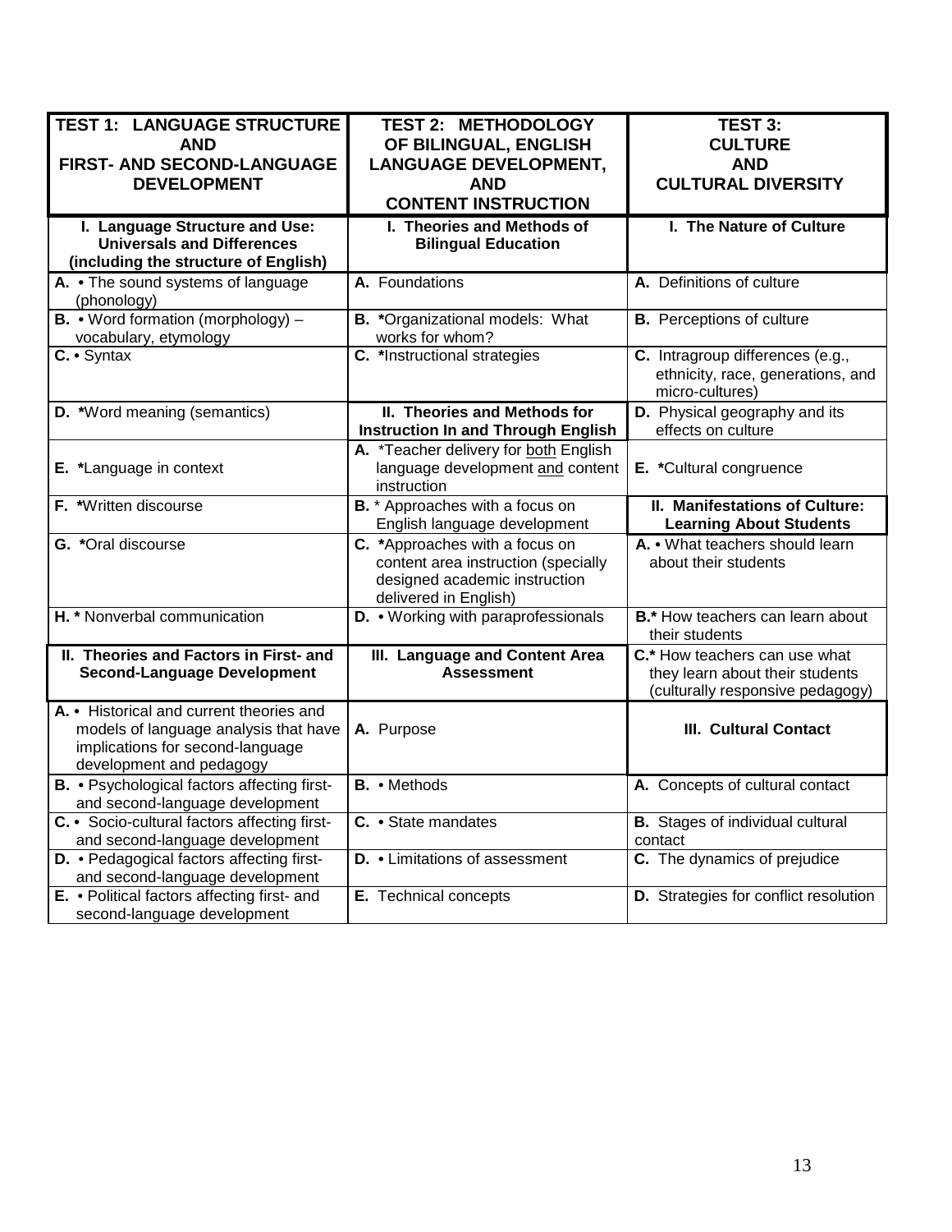| **TEST 1: LANGUAGE STRUCTURE AND FIRST- AND SECOND-LANGUAGE DEVELOPMENT** | **TEST 2: METHODOLOGY OF BILINGUAL, ENGLISH LANGUAGE DEVELOPMENT, AND CONTENT INSTRUCTION** | **TEST 3: CULTURE AND CULTURAL DIVERSITY** |
|---|---|---|
| **I. Language Structure and Use: Universals and Differences (including the structure of English)** | **I. Theories and Methods of Bilingual Education** | **I. The Nature of Culture** |
| **A.** • The sound systems of language (phonology) | **A.** Foundations | **A.** Definitions of culture |
| **B.** • Word formation (morphology) – vocabulary, etymology | **B.** *Organizational models: What works for whom? | **B.** Perceptions of culture |
| **C.** • Syntax | **C.** *Instructional strategies | **C.** Intragroup differences (e.g., ethnicity, race, generations, and micro-cultures) |
| **D.** *Word meaning (semantics) | **II. Theories and Methods for Instruction In and Through English** | **D.** Physical geography and its effects on culture |
| **E.** *Language in context | **A.** *Teacher delivery for both English language development and content instruction | **E.** *Cultural congruence |
| **F.** *Written discourse | **B.** * Approaches with a focus on English language development | **II. Manifestations of Culture: Learning About Students** |
| **G.** *Oral discourse | **C.** *Approaches with a focus on content area instruction (specially designed academic instruction delivered in English) | **A.** • What teachers should learn about their students |
| **H.** * Nonverbal communication | **D.** • Working with paraprofessionals | **B.*** How teachers can learn about their students |
| **II. Theories and Factors in First- and Second-Language Development** | **III. Language and Content Area Assessment** | **C.*** How teachers can use what they learn about their students (culturally responsive pedagogy) |
| **A.** • Historical and current theories and models of language analysis that have implications for second-language development and pedagogy | **A.** Purpose | **III. Cultural Contact** |
| **B.** • Psychological factors affecting first- and second-language development | **B.** • Methods | **A.** Concepts of cultural contact |
| **C.** • Socio-cultural factors affecting first- and second-language development | **C.** • State mandates | **B.** Stages of individual cultural contact |
| **D.** • Pedagogical factors affecting first- and second-language development | **D.** • Limitations of assessment | **C.** The dynamics of prejudice |
| **E.** • Political factors affecting first- and second-language development | **E.** Technical concepts | **D.** Strategies for conflict resolution |